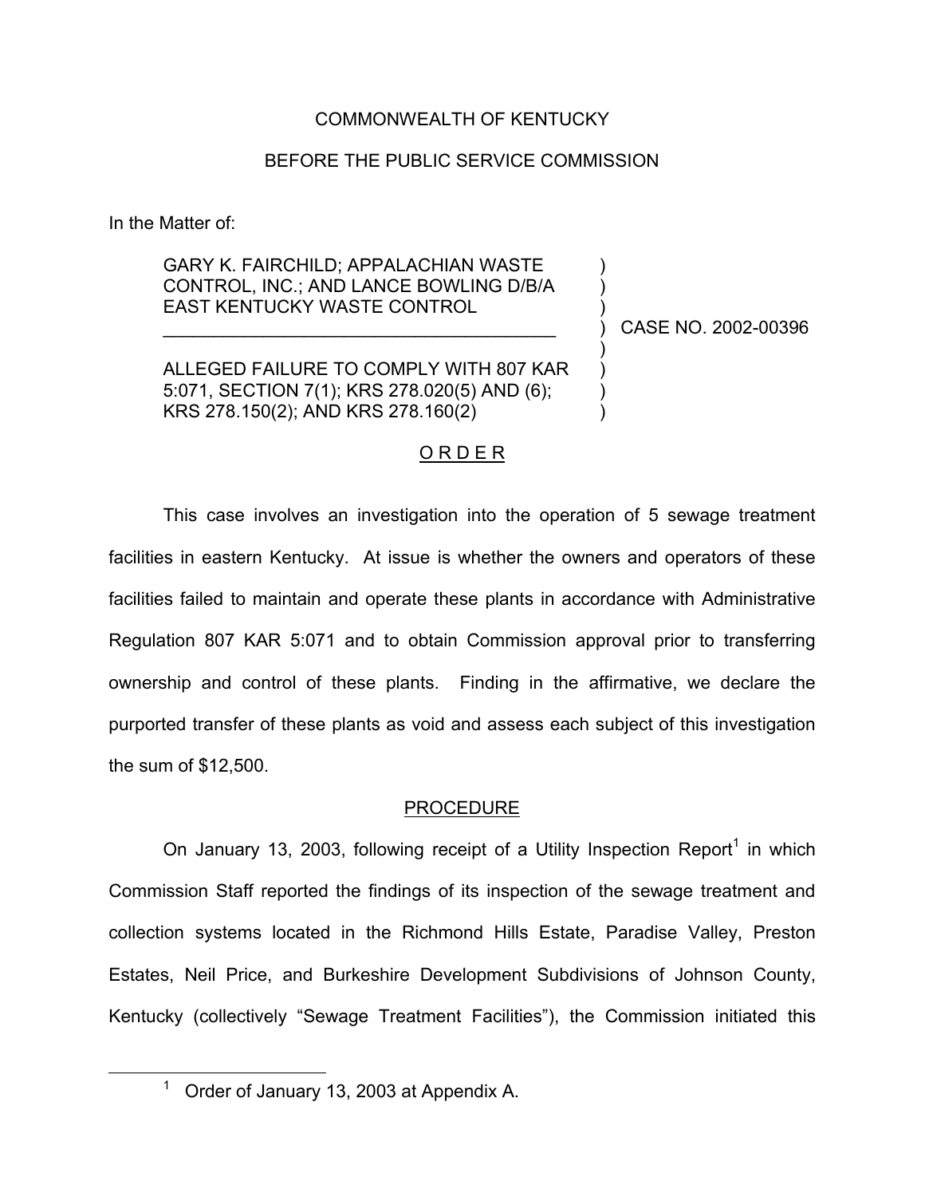COMMONWEALTH OF KENTUCKY

BEFORE THE PUBLIC SERVICE COMMISSION

In the Matter of:

GARY K. FAIRCHILD; APPALACHIAN WASTE CONTROL, INC.; AND LANCE BOWLING D/B/A EAST KENTUCKY WASTE CONTROL

ALLEGED FAILURE TO COMPLY WITH 807 KAR 5:071, SECTION 7(1); KRS 278.020(5) AND (6); KRS 278.150(2); AND KRS 278.160(2)

CASE NO. 2002-00396

## O R D E R

This case involves an investigation into the operation of 5 sewage treatment facilities in eastern Kentucky. At issue is whether the owners and operators of these facilities failed to maintain and operate these plants in accordance with Administrative Regulation 807 KAR 5:071 and to obtain Commission approval prior to transferring ownership and control of these plants. Finding in the affirmative, we declare the purported transfer of these plants as void and assess each subject of this investigation the sum of $12,500.

## PROCEDURE

On January 13, 2003, following receipt of a Utility Inspection Report[1] in which Commission Staff reported the findings of its inspection of the sewage treatment and collection systems located in the Richmond Hills Estate, Paradise Valley, Preston Estates, Neil Price, and Burkeshire Development Subdivisions of Johnson County, Kentucky (collectively "Sewage Treatment Facilities"), the Commission initiated this

[1] Order of January 13, 2003 at Appendix A.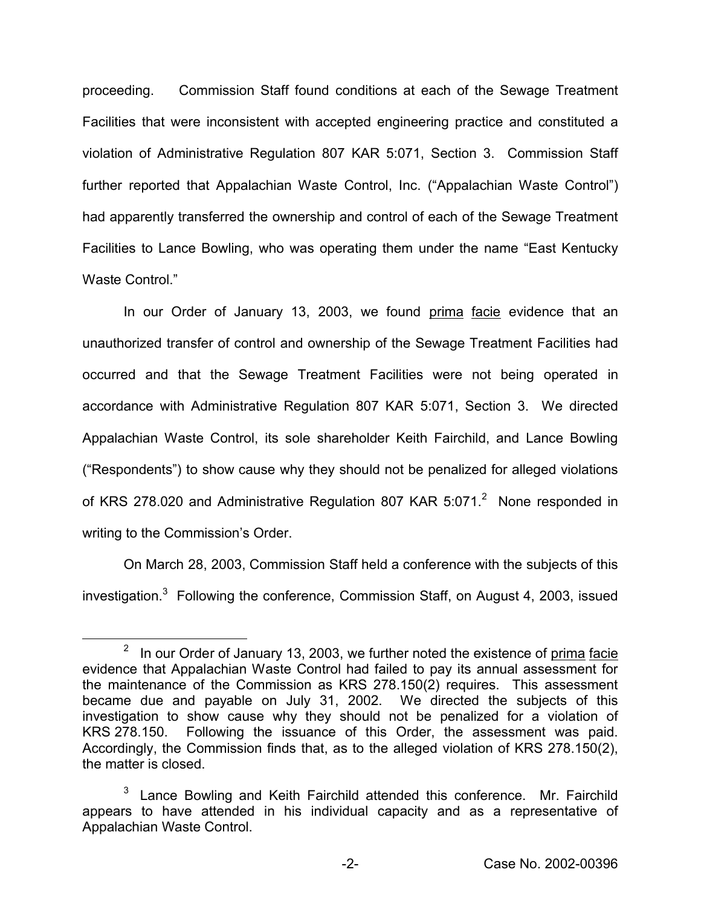proceeding. Commission Staff found conditions at each of the Sewage Treatment Facilities that were inconsistent with accepted engineering practice and constituted a violation of Administrative Regulation 807 KAR 5:071, Section 3. Commission Staff further reported that Appalachian Waste Control, Inc. ("Appalachian Waste Control") had apparently transferred the ownership and control of each of the Sewage Treatment Facilities to Lance Bowling, who was operating them under the name "East Kentucky Waste Control."

In our Order of January 13, 2003, we found prima facie evidence that an unauthorized transfer of control and ownership of the Sewage Treatment Facilities had occurred and that the Sewage Treatment Facilities were not being operated in accordance with Administrative Regulation 807 KAR 5:071, Section 3. We directed Appalachian Waste Control, its sole shareholder Keith Fairchild, and Lance Bowling ("Respondents") to show cause why they should not be penalized for alleged violations of KRS 278.020 and Administrative Regulation 807 KAR 5:071.[2] None responded in writing to the Commission's Order.

On March 28, 2003, Commission Staff held a conference with the subjects of this investigation.[3] Following the conference, Commission Staff, on August 4, 2003, issued

[2] In our Order of January 13, 2003, we further noted the existence of prima facie evidence that Appalachian Waste Control had failed to pay its annual assessment for the maintenance of the Commission as KRS 278.150(2) requires. This assessment became due and payable on July 31, 2002. We directed the subjects of this investigation to show cause why they should not be penalized for a violation of KRS 278.150. Following the issuance of this Order, the assessment was paid. Accordingly, the Commission finds that, as to the alleged violation of KRS 278.150(2), the matter is closed.

[3] Lance Bowling and Keith Fairchild attended this conference. Mr. Fairchild appears to have attended in his individual capacity and as a representative of Appalachian Waste Control.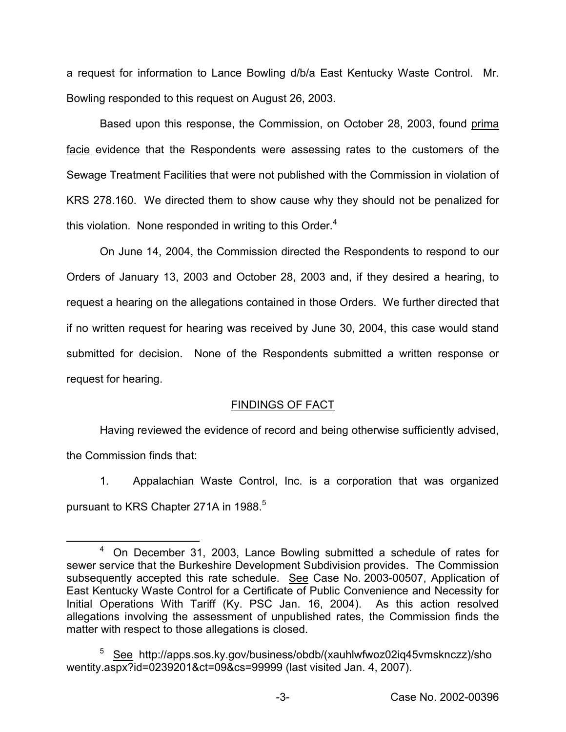a request for information to Lance Bowling d/b/a East Kentucky Waste Control. Mr. Bowling responded to this request on August 26, 2003.

Based upon this response, the Commission, on October 28, 2003, found prima facie evidence that the Respondents were assessing rates to the customers of the Sewage Treatment Facilities that were not published with the Commission in violation of KRS 278.160. We directed them to show cause why they should not be penalized for this violation. None responded in writing to this Order.[4]

On June 14, 2004, the Commission directed the Respondents to respond to our Orders of January 13, 2003 and October 28, 2003 and, if they desired a hearing, to request a hearing on the allegations contained in those Orders. We further directed that if no written request for hearing was received by June 30, 2004, this case would stand submitted for decision. None of the Respondents submitted a written response or request for hearing.

## FINDINGS OF FACT

Having reviewed the evidence of record and being otherwise sufficiently advised, the Commission finds that:

1. Appalachian Waste Control, Inc. is a corporation that was organized pursuant to KRS Chapter 271A in 1988.[5]

---

[4] On December 31, 2003, Lance Bowling submitted a schedule of rates for sewer service that the Burkeshire Development Subdivision provides. The Commission subsequently accepted this rate schedule. See Case No. 2003-00507, Application of East Kentucky Waste Control for a Certificate of Public Convenience and Necessity for Initial Operations With Tariff (Ky. PSC Jan. 16, 2004). As this action resolved allegations involving the assessment of unpublished rates, the Commission finds the matter with respect to those allegations is closed.

[5] See http://apps.sos.ky.gov/business/obdb/(xauhlwfwoz02iq45vmsknczz)/showentity.aspx?id=0239201&ct=09&cs=99999 (last visited Jan. 4, 2007).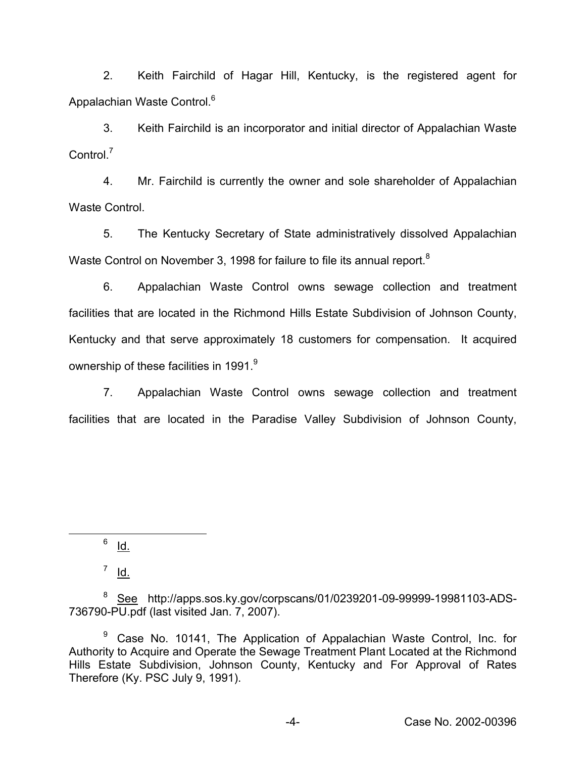2. Keith Fairchild of Hagar Hill, Kentucky, is the registered agent for Appalachian Waste Control.[6]

3. Keith Fairchild is an incorporator and initial director of Appalachian Waste Control.[7]

4. Mr. Fairchild is currently the owner and sole shareholder of Appalachian Waste Control.

5. The Kentucky Secretary of State administratively dissolved Appalachian Waste Control on November 3, 1998 for failure to file its annual report.[8]

6. Appalachian Waste Control owns sewage collection and treatment facilities that are located in the Richmond Hills Estate Subdivision of Johnson County, Kentucky and that serve approximately 18 customers for compensation. It acquired ownership of these facilities in 1991.[9]

7. Appalachian Waste Control owns sewage collection and treatment facilities that are located in the Paradise Valley Subdivision of Johnson County,

---

[6] Id.

[7] Id.

[8] See http://apps.sos.ky.gov/corpscans/01/0239201-09-99999-19981103-ADS-736790-PU.pdf (last visited Jan. 7, 2007).

[9] Case No. 10141, The Application of Appalachian Waste Control, Inc. for Authority to Acquire and Operate the Sewage Treatment Plant Located at the Richmond Hills Estate Subdivision, Johnson County, Kentucky and For Approval of Rates Therefore (Ky. PSC July 9, 1991).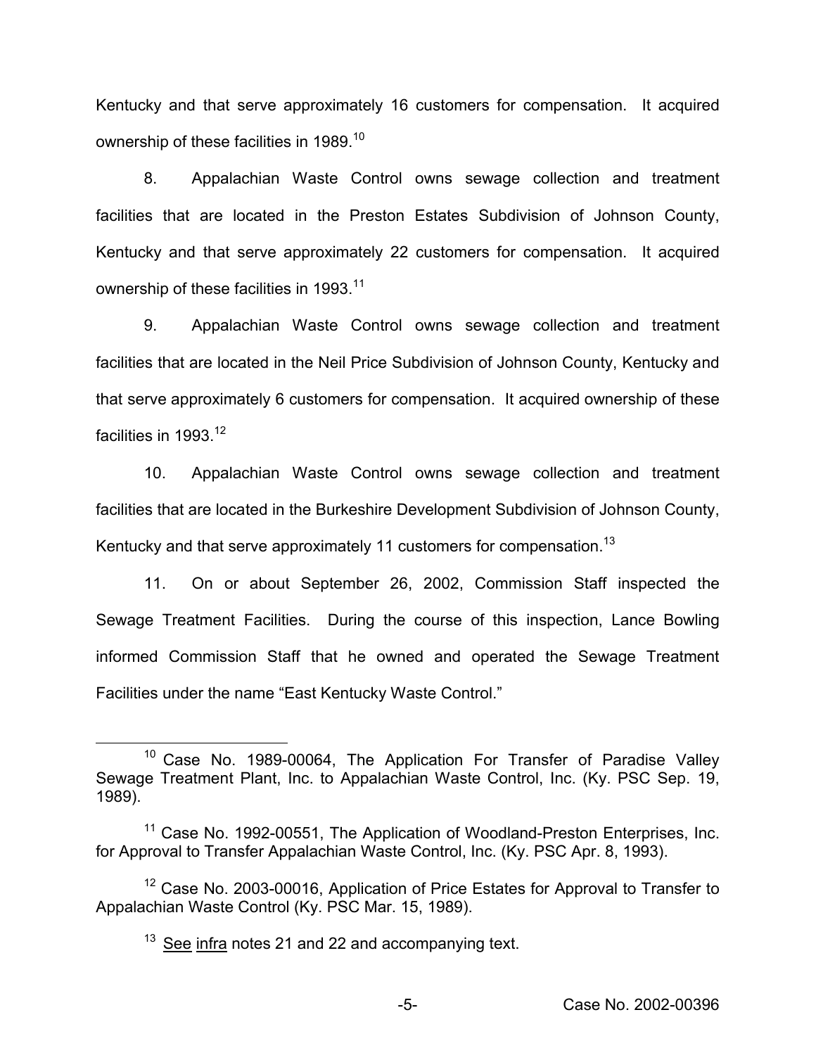Kentucky and that serve approximately 16 customers for compensation. It acquired ownership of these facilities in 1989.[10]

8. Appalachian Waste Control owns sewage collection and treatment facilities that are located in the Preston Estates Subdivision of Johnson County, Kentucky and that serve approximately 22 customers for compensation. It acquired ownership of these facilities in 1993.[11]

9. Appalachian Waste Control owns sewage collection and treatment facilities that are located in the Neil Price Subdivision of Johnson County, Kentucky and that serve approximately 6 customers for compensation. It acquired ownership of these facilities in 1993.[12]

10. Appalachian Waste Control owns sewage collection and treatment facilities that are located in the Burkeshire Development Subdivision of Johnson County, Kentucky and that serve approximately 11 customers for compensation.[13]

11. On or about September 26, 2002, Commission Staff inspected the Sewage Treatment Facilities. During the course of this inspection, Lance Bowling informed Commission Staff that he owned and operated the Sewage Treatment Facilities under the name "East Kentucky Waste Control."

---

[10] Case No. 1989-00064, The Application For Transfer of Paradise Valley Sewage Treatment Plant, Inc. to Appalachian Waste Control, Inc. (Ky. PSC Sep. 19, 1989).

[11] Case No. 1992-00551, The Application of Woodland-Preston Enterprises, Inc. for Approval to Transfer Appalachian Waste Control, Inc. (Ky. PSC Apr. 8, 1993).

[12] Case No. 2003-00016, Application of Price Estates for Approval to Transfer to Appalachian Waste Control (Ky. PSC Mar. 15, 1989).

[13] See infra notes 21 and 22 and accompanying text.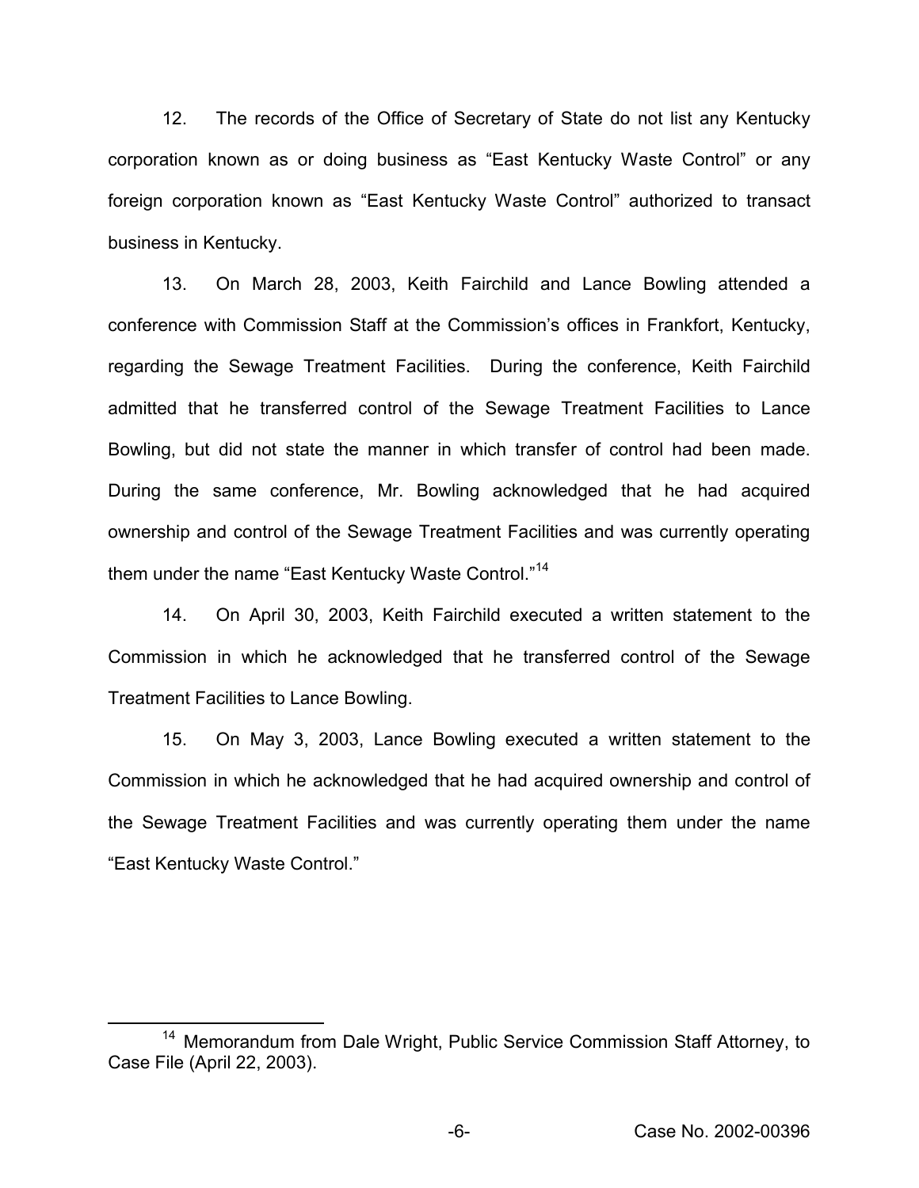12. The records of the Office of Secretary of State do not list any Kentucky corporation known as or doing business as "East Kentucky Waste Control" or any foreign corporation known as "East Kentucky Waste Control" authorized to transact business in Kentucky.

13. On March 28, 2003, Keith Fairchild and Lance Bowling attended a conference with Commission Staff at the Commission's offices in Frankfort, Kentucky, regarding the Sewage Treatment Facilities. During the conference, Keith Fairchild admitted that he transferred control of the Sewage Treatment Facilities to Lance Bowling, but did not state the manner in which transfer of control had been made. During the same conference, Mr. Bowling acknowledged that he had acquired ownership and control of the Sewage Treatment Facilities and was currently operating them under the name "East Kentucky Waste Control."[14]

14. On April 30, 2003, Keith Fairchild executed a written statement to the Commission in which he acknowledged that he transferred control of the Sewage Treatment Facilities to Lance Bowling.

15. On May 3, 2003, Lance Bowling executed a written statement to the Commission in which he acknowledged that he had acquired ownership and control of the Sewage Treatment Facilities and was currently operating them under the name "East Kentucky Waste Control."

---

[14] Memorandum from Dale Wright, Public Service Commission Staff Attorney, to Case File (April 22, 2003).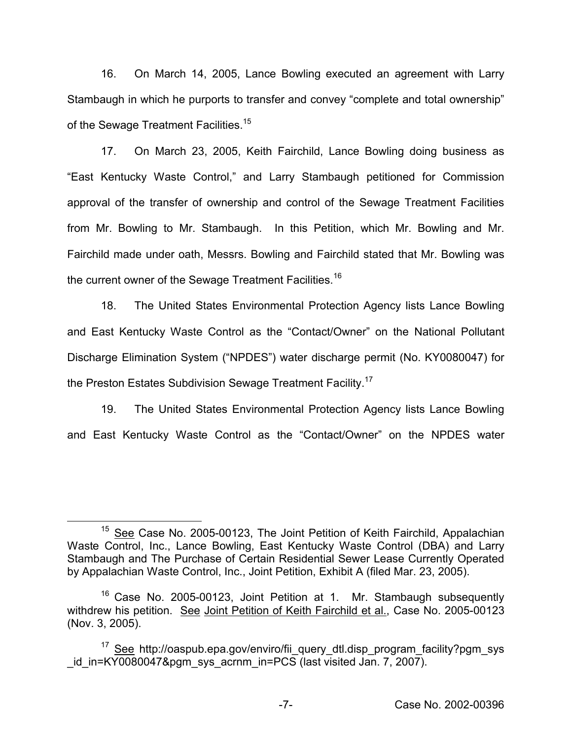16. On March 14, 2005, Lance Bowling executed an agreement with Larry Stambaugh in which he purports to transfer and convey "complete and total ownership" of the Sewage Treatment Facilities.[15]

17. On March 23, 2005, Keith Fairchild, Lance Bowling doing business as "East Kentucky Waste Control," and Larry Stambaugh petitioned for Commission approval of the transfer of ownership and control of the Sewage Treatment Facilities from Mr. Bowling to Mr. Stambaugh. In this Petition, which Mr. Bowling and Mr. Fairchild made under oath, Messrs. Bowling and Fairchild stated that Mr. Bowling was the current owner of the Sewage Treatment Facilities.[16]

18. The United States Environmental Protection Agency lists Lance Bowling and East Kentucky Waste Control as the "Contact/Owner" on the National Pollutant Discharge Elimination System ("NPDES") water discharge permit (No. KY0080047) for the Preston Estates Subdivision Sewage Treatment Facility.[17]

19. The United States Environmental Protection Agency lists Lance Bowling and East Kentucky Waste Control as the "Contact/Owner" on the NPDES water

---

[15] See Case No. 2005-00123, The Joint Petition of Keith Fairchild, Appalachian Waste Control, Inc., Lance Bowling, East Kentucky Waste Control (DBA) and Larry Stambaugh and The Purchase of Certain Residential Sewer Lease Currently Operated by Appalachian Waste Control, Inc., Joint Petition, Exhibit A (filed Mar. 23, 2005).

[16] Case No. 2005-00123, Joint Petition at 1. Mr. Stambaugh subsequently withdrew his petition. See Joint Petition of Keith Fairchild et al., Case No. 2005-00123 (Nov. 3, 2005).

[17] See http://oaspub.epa.gov/enviro/fii_query_dtl.disp_program_facility?pgm_sys_id_in=KY0080047&pgm_sys_acrnm_in=PCS (last visited Jan. 7, 2007).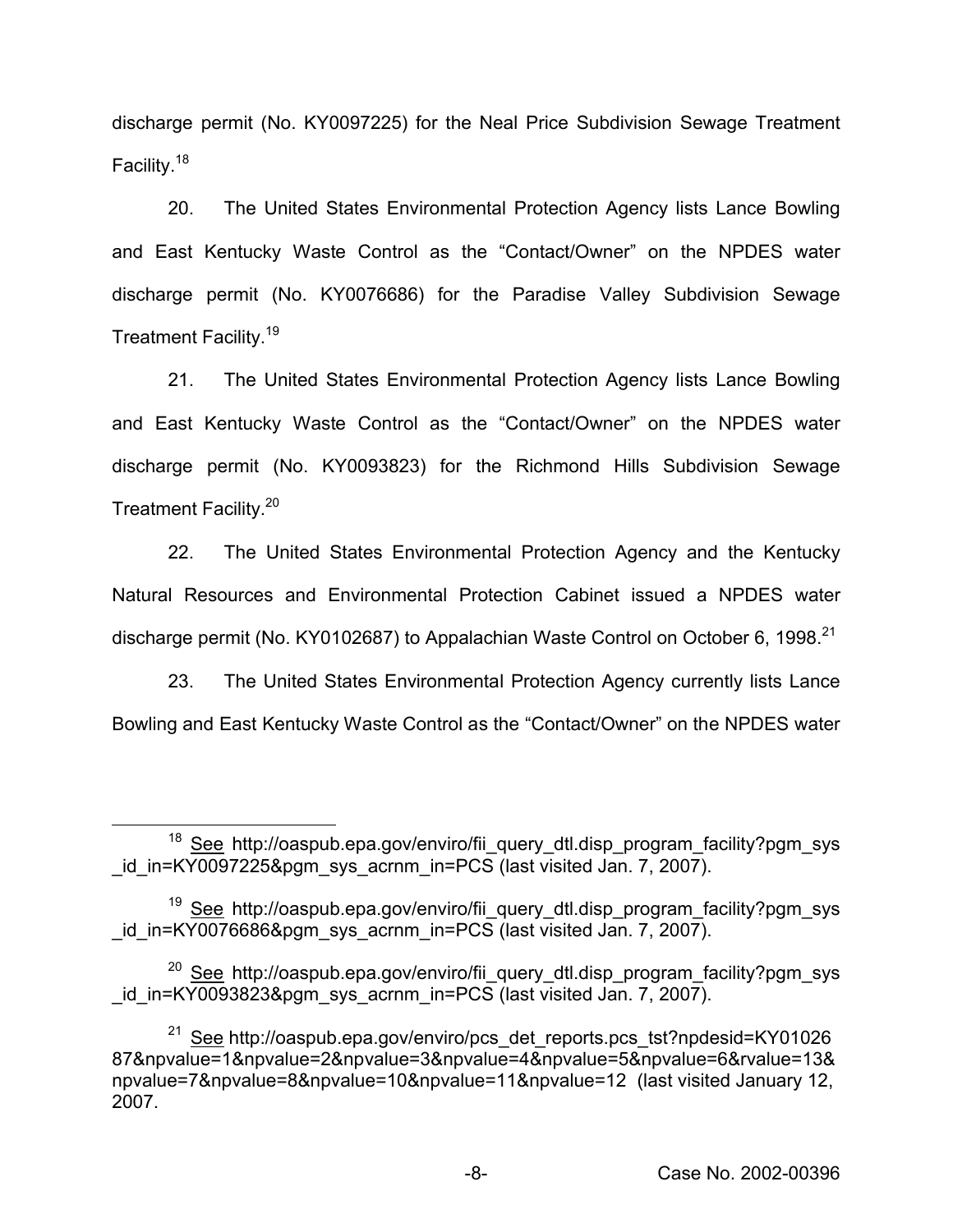discharge permit (No. KY0097225) for the Neal Price Subdivision Sewage Treatment Facility.[18]

20. The United States Environmental Protection Agency lists Lance Bowling and East Kentucky Waste Control as the "Contact/Owner" on the NPDES water discharge permit (No. KY0076686) for the Paradise Valley Subdivision Sewage Treatment Facility.[19]

21. The United States Environmental Protection Agency lists Lance Bowling and East Kentucky Waste Control as the "Contact/Owner" on the NPDES water discharge permit (No. KY0093823) for the Richmond Hills Subdivision Sewage Treatment Facility.[20]

22. The United States Environmental Protection Agency and the Kentucky Natural Resources and Environmental Protection Cabinet issued a NPDES water discharge permit (No. KY0102687) to Appalachian Waste Control on October 6, 1998.[21]

23. The United States Environmental Protection Agency currently lists Lance Bowling and East Kentucky Waste Control as the "Contact/Owner" on the NPDES water

---

[18] See http://oaspub.epa.gov/enviro/fii_query_dtl.disp_program_facility?pgm_sys_id_in=KY0097225&pgm_sys_acrnm_in=PCS (last visited Jan. 7, 2007).

[19] See http://oaspub.epa.gov/enviro/fii_query_dtl.disp_program_facility?pgm_sys_id_in=KY0076686&pgm_sys_acrnm_in=PCS (last visited Jan. 7, 2007).

[20] See http://oaspub.epa.gov/enviro/fii_query_dtl.disp_program_facility?pgm_sys_id_in=KY0093823&pgm_sys_acrnm_in=PCS (last visited Jan. 7, 2007).

[21] See http://oaspub.epa.gov/enviro/pcs_det_reports.pcs_tst?npdesid=KY0102687&npvalue=1&npvalue=2&npvalue=3&npvalue=4&npvalue=5&npvalue=6&rvalue=13&npvalue=7&npvalue=8&npvalue=10&npvalue=11&npvalue=12 (last visited January 12, 2007.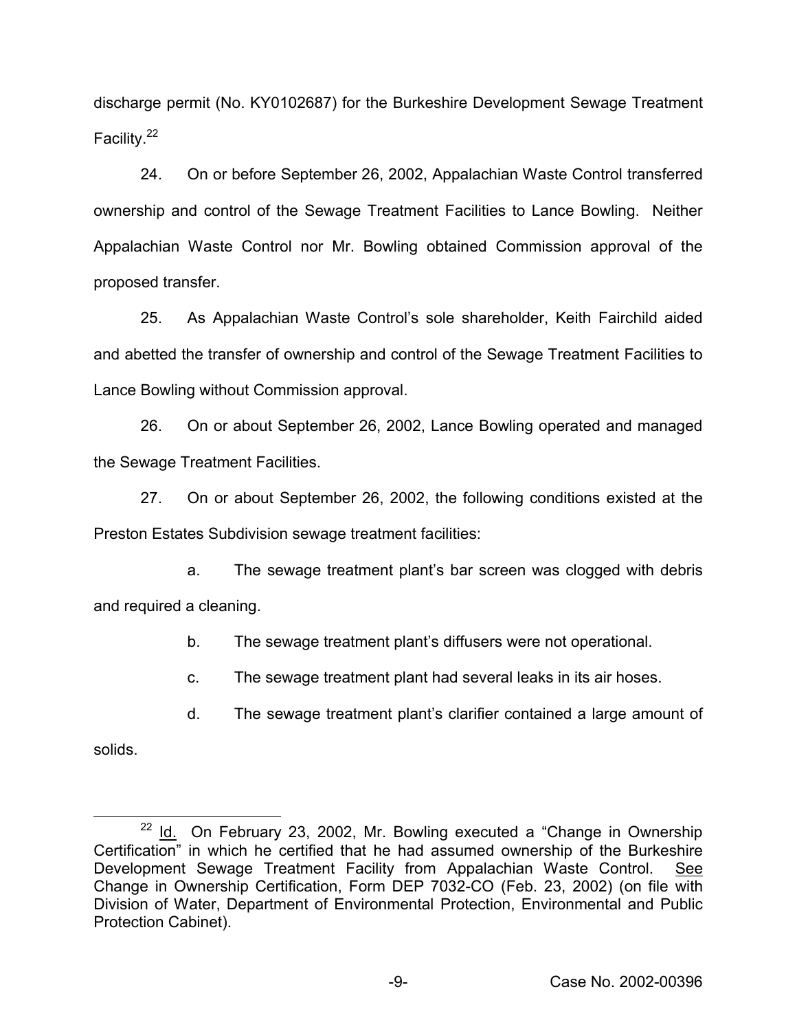discharge permit (No. KY0102687) for the Burkeshire Development Sewage Treatment Facility.[22]

24. On or before September 26, 2002, Appalachian Waste Control transferred ownership and control of the Sewage Treatment Facilities to Lance Bowling. Neither Appalachian Waste Control nor Mr. Bowling obtained Commission approval of the proposed transfer.

25. As Appalachian Waste Control's sole shareholder, Keith Fairchild aided and abetted the transfer of ownership and control of the Sewage Treatment Facilities to Lance Bowling without Commission approval.

26. On or about September 26, 2002, Lance Bowling operated and managed the Sewage Treatment Facilities.

27. On or about September 26, 2002, the following conditions existed at the Preston Estates Subdivision sewage treatment facilities:

a. The sewage treatment plant's bar screen was clogged with debris and required a cleaning.

b. The sewage treatment plant's diffusers were not operational.

c. The sewage treatment plant had several leaks in its air hoses.

d. The sewage treatment plant's clarifier contained a large amount of solids.

---

[22] Id. On February 23, 2002, Mr. Bowling executed a "Change in Ownership Certification" in which he certified that he had assumed ownership of the Burkeshire Development Sewage Treatment Facility from Appalachian Waste Control. See Change in Ownership Certification, Form DEP 7032-CO (Feb. 23, 2002) (on file with Division of Water, Department of Environmental Protection, Environmental and Public Protection Cabinet).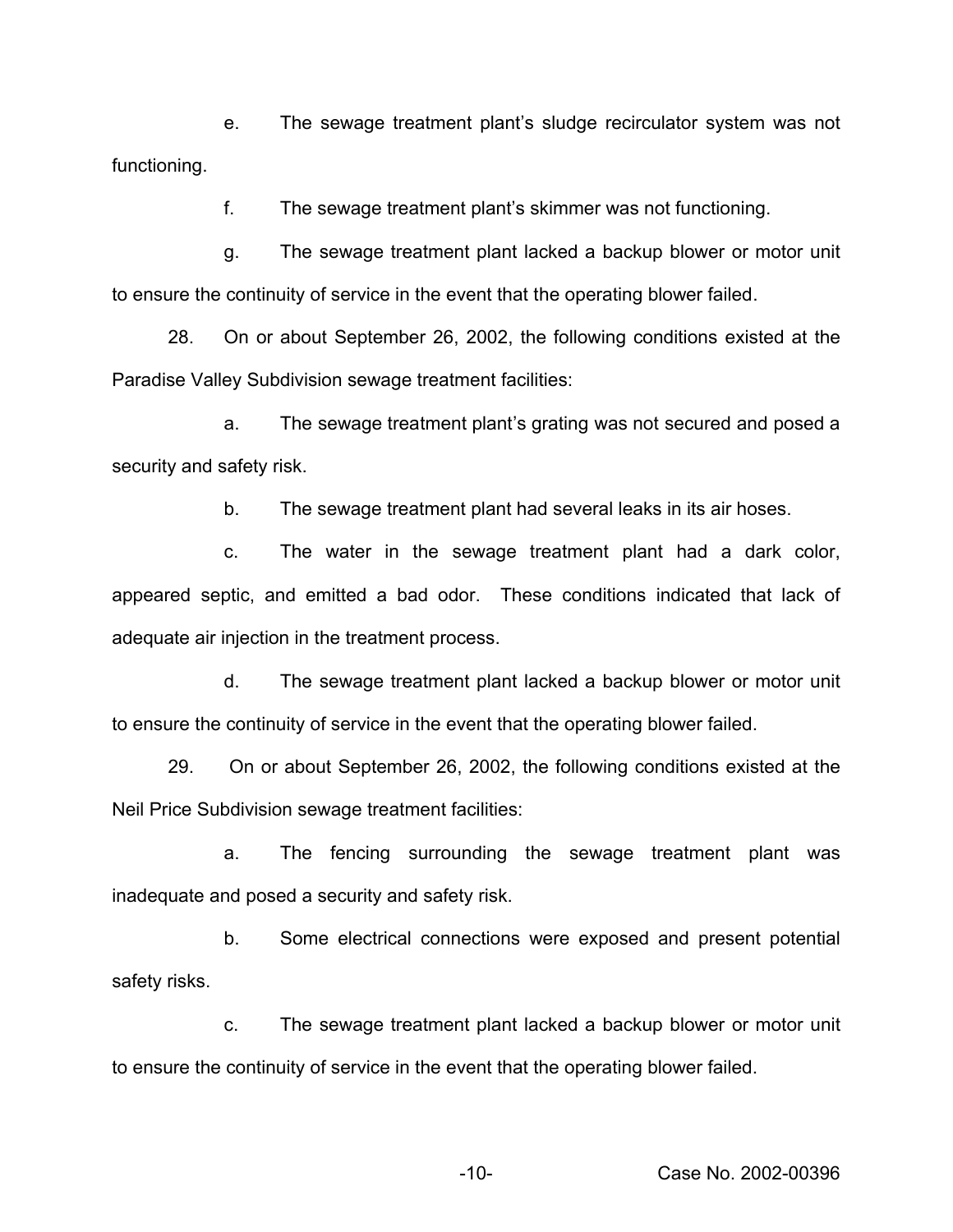e. The sewage treatment plant's sludge recirculator system was not functioning.

f. The sewage treatment plant's skimmer was not functioning.

g. The sewage treatment plant lacked a backup blower or motor unit to ensure the continuity of service in the event that the operating blower failed.

28. On or about September 26, 2002, the following conditions existed at the Paradise Valley Subdivision sewage treatment facilities:

a. The sewage treatment plant's grating was not secured and posed a security and safety risk.

b. The sewage treatment plant had several leaks in its air hoses.

c. The water in the sewage treatment plant had a dark color, appeared septic, and emitted a bad odor. These conditions indicated that lack of adequate air injection in the treatment process.

d. The sewage treatment plant lacked a backup blower or motor unit to ensure the continuity of service in the event that the operating blower failed.

29. On or about September 26, 2002, the following conditions existed at the Neil Price Subdivision sewage treatment facilities:

a. The fencing surrounding the sewage treatment plant was inadequate and posed a security and safety risk.

b. Some electrical connections were exposed and present potential safety risks.

c. The sewage treatment plant lacked a backup blower or motor unit to ensure the continuity of service in the event that the operating blower failed.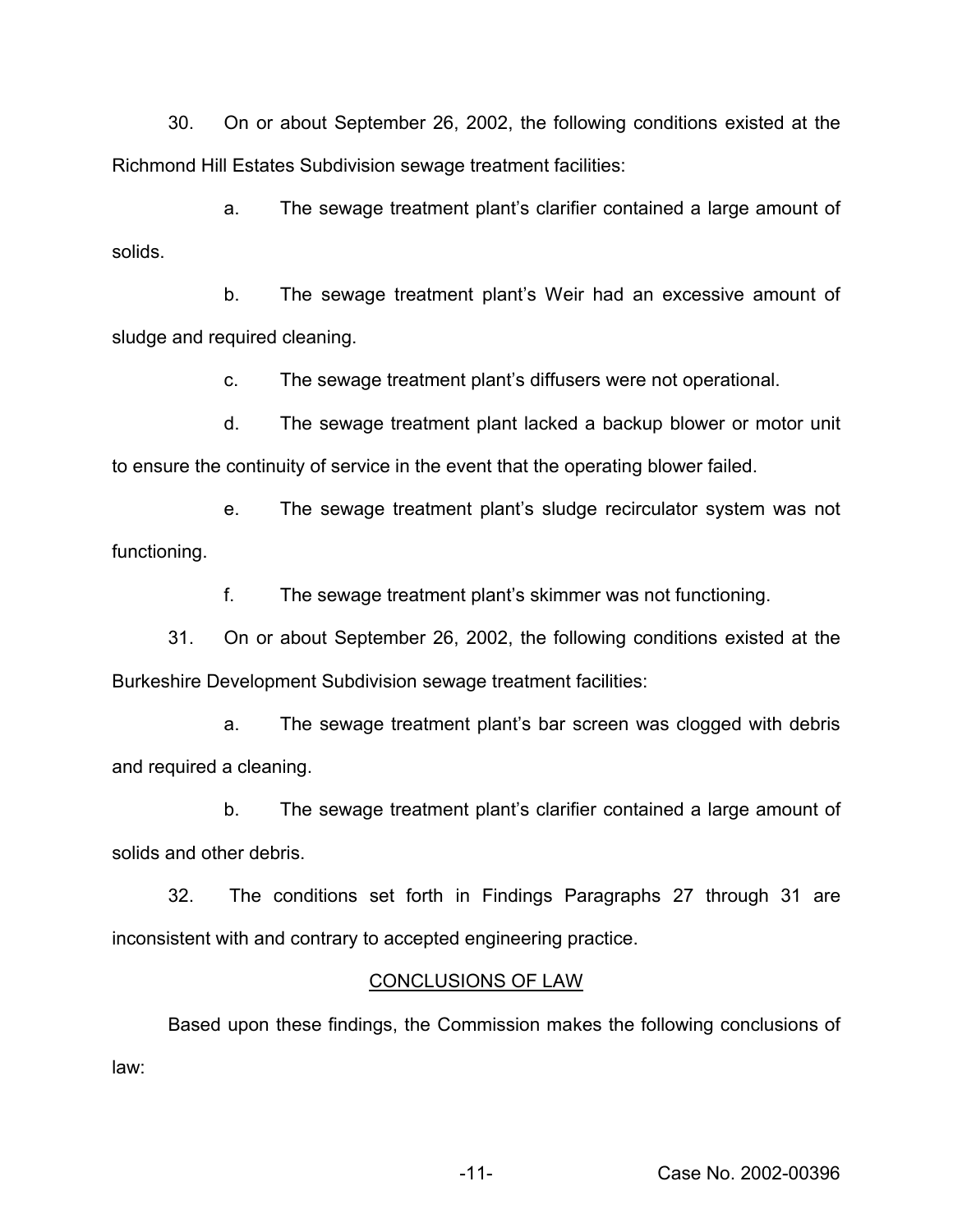30. On or about September 26, 2002, the following conditions existed at the Richmond Hill Estates Subdivision sewage treatment facilities:

a. The sewage treatment plant's clarifier contained a large amount of solids.

b. The sewage treatment plant's Weir had an excessive amount of sludge and required cleaning.

c. The sewage treatment plant's diffusers were not operational.

d. The sewage treatment plant lacked a backup blower or motor unit to ensure the continuity of service in the event that the operating blower failed.

e. The sewage treatment plant's sludge recirculator system was not functioning.

f. The sewage treatment plant's skimmer was not functioning.

31. On or about September 26, 2002, the following conditions existed at the Burkeshire Development Subdivision sewage treatment facilities:

a. The sewage treatment plant's bar screen was clogged with debris and required a cleaning.

b. The sewage treatment plant's clarifier contained a large amount of solids and other debris.

32. The conditions set forth in Findings Paragraphs 27 through 31 are inconsistent with and contrary to accepted engineering practice.

## CONCLUSIONS OF LAW

Based upon these findings, the Commission makes the following conclusions of law: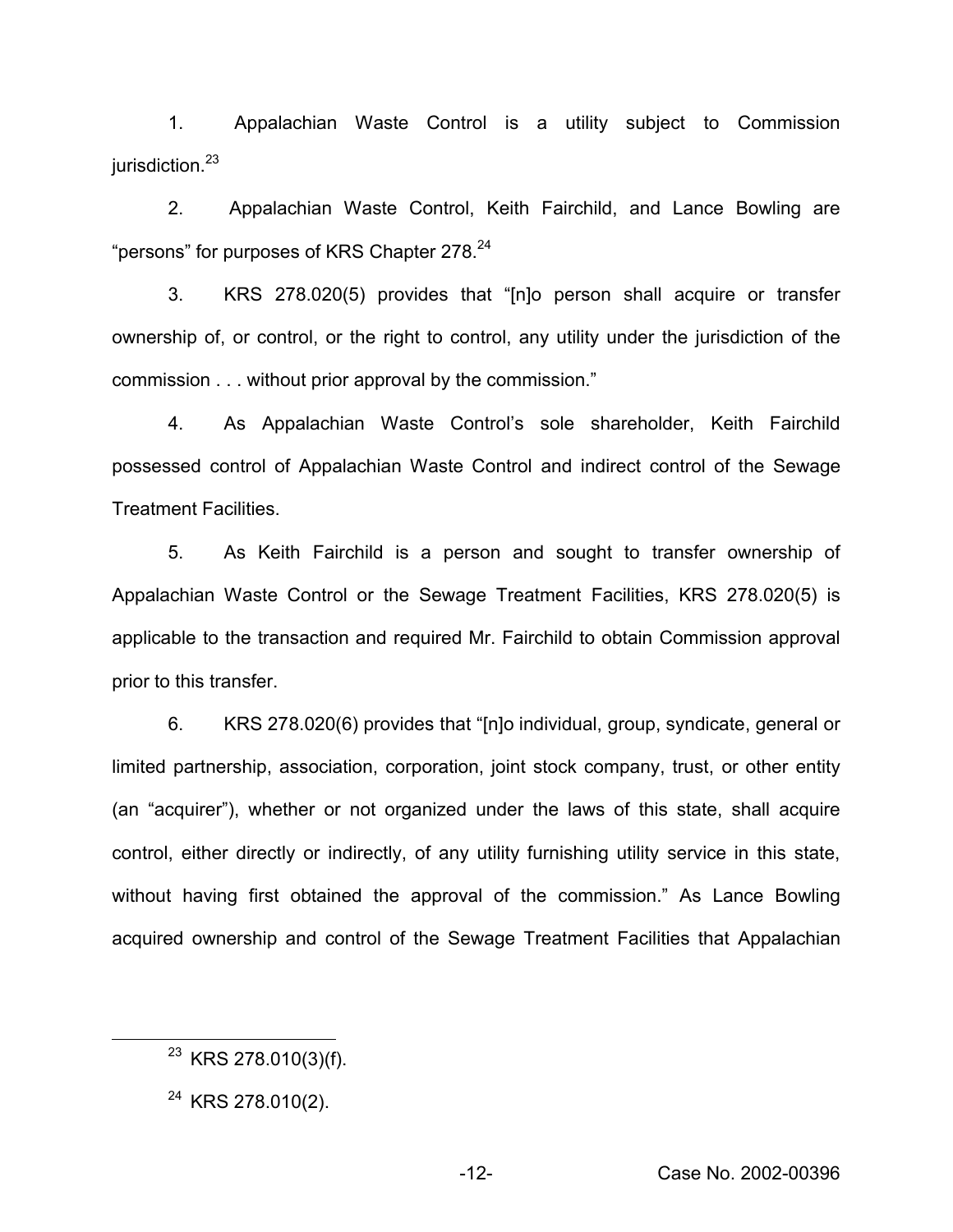1. Appalachian Waste Control is a utility subject to Commission jurisdiction.[23]

2. Appalachian Waste Control, Keith Fairchild, and Lance Bowling are "persons" for purposes of KRS Chapter 278.[24]

3. KRS 278.020(5) provides that "[n]o person shall acquire or transfer ownership of, or control, or the right to control, any utility under the jurisdiction of the commission . . . without prior approval by the commission."

4. As Appalachian Waste Control's sole shareholder, Keith Fairchild possessed control of Appalachian Waste Control and indirect control of the Sewage Treatment Facilities.

5. As Keith Fairchild is a person and sought to transfer ownership of Appalachian Waste Control or the Sewage Treatment Facilities, KRS 278.020(5) is applicable to the transaction and required Mr. Fairchild to obtain Commission approval prior to this transfer.

6. KRS 278.020(6) provides that "[n]o individual, group, syndicate, general or limited partnership, association, corporation, joint stock company, trust, or other entity (an "acquirer"), whether or not organized under the laws of this state, shall acquire control, either directly or indirectly, of any utility furnishing utility service in this state, without having first obtained the approval of the commission." As Lance Bowling acquired ownership and control of the Sewage Treatment Facilities that Appalachian

---

[23] KRS 278.010(3)(f).

[24] KRS 278.010(2).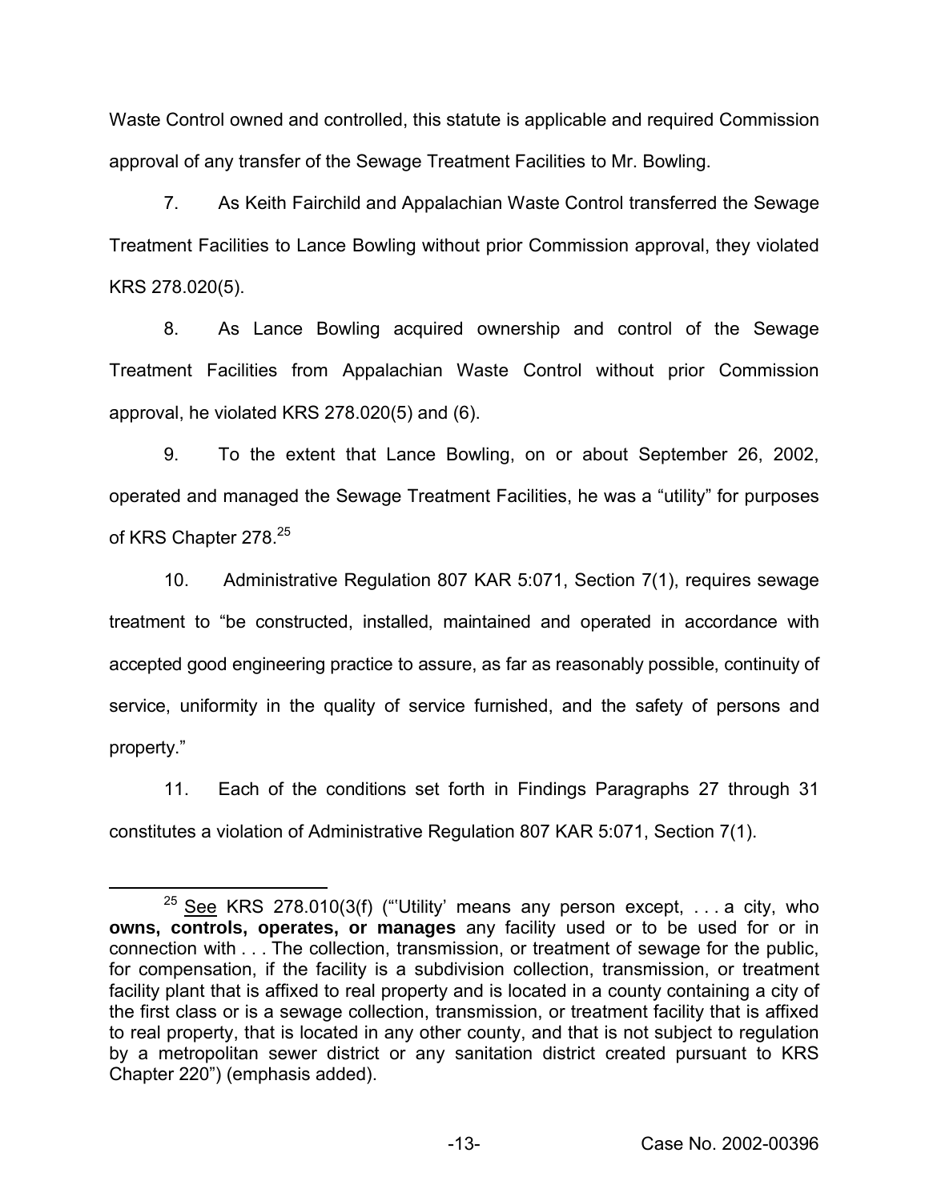Waste Control owned and controlled, this statute is applicable and required Commission approval of any transfer of the Sewage Treatment Facilities to Mr. Bowling.

7. As Keith Fairchild and Appalachian Waste Control transferred the Sewage Treatment Facilities to Lance Bowling without prior Commission approval, they violated KRS 278.020(5).

8. As Lance Bowling acquired ownership and control of the Sewage Treatment Facilities from Appalachian Waste Control without prior Commission approval, he violated KRS 278.020(5) and (6).

9. To the extent that Lance Bowling, on or about September 26, 2002, operated and managed the Sewage Treatment Facilities, he was a "utility" for purposes of KRS Chapter 278.[25]

10. Administrative Regulation 807 KAR 5:071, Section 7(1), requires sewage treatment to "be constructed, installed, maintained and operated in accordance with accepted good engineering practice to assure, as far as reasonably possible, continuity of service, uniformity in the quality of service furnished, and the safety of persons and property."

11. Each of the conditions set forth in Findings Paragraphs 27 through 31 constitutes a violation of Administrative Regulation 807 KAR 5:071, Section 7(1).

---

[25] See KRS 278.010(3(f) ("'Utility' means any person except, . . . a city, who **owns, controls, operates, or manages** any facility used or to be used for or in connection with . . . The collection, transmission, or treatment of sewage for the public, for compensation, if the facility is a subdivision collection, transmission, or treatment facility plant that is affixed to real property and is located in a county containing a city of the first class or is a sewage collection, transmission, or treatment facility that is affixed to real property, that is located in any other county, and that is not subject to regulation by a metropolitan sewer district or any sanitation district created pursuant to KRS Chapter 220") (emphasis added).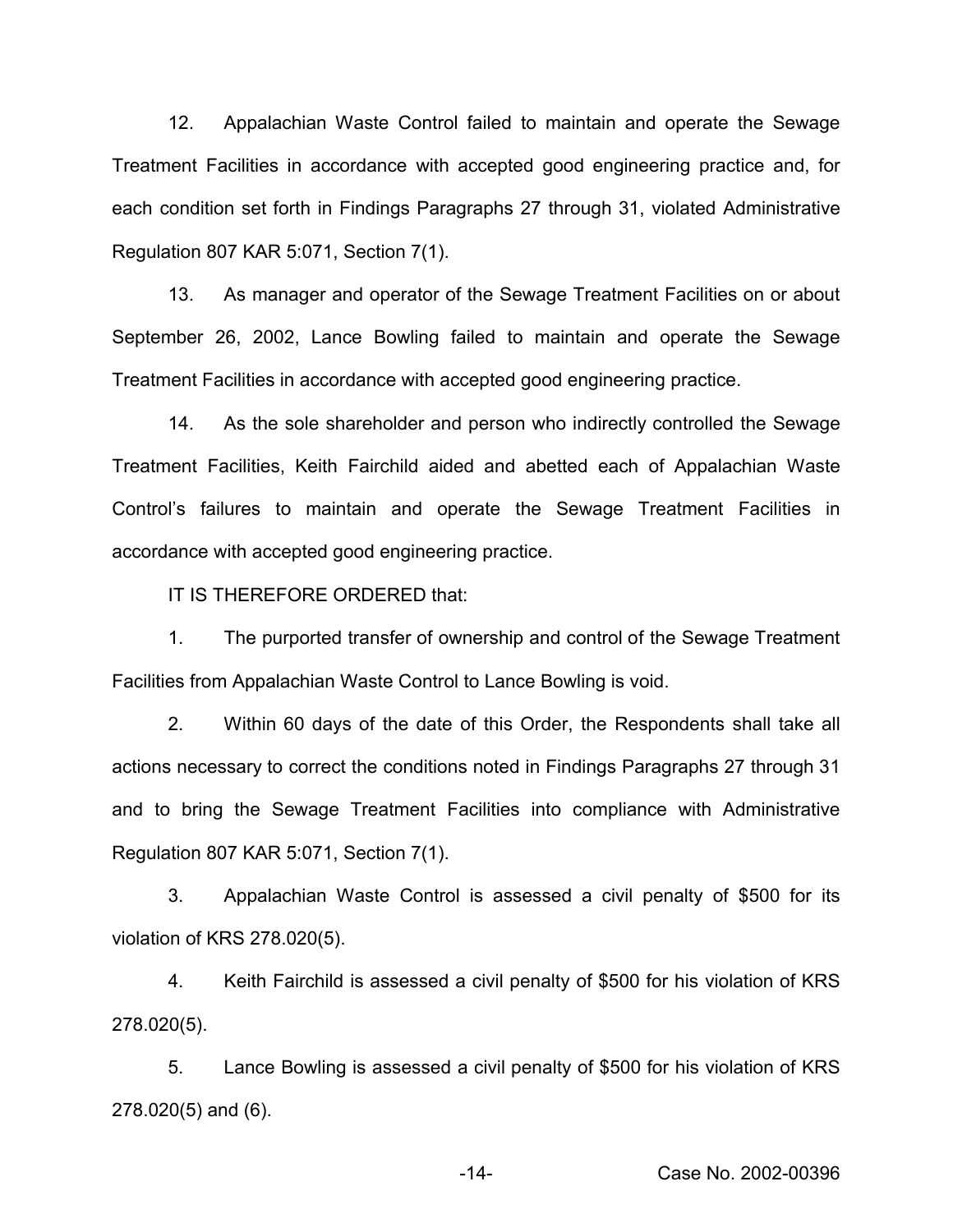12. Appalachian Waste Control failed to maintain and operate the Sewage Treatment Facilities in accordance with accepted good engineering practice and, for each condition set forth in Findings Paragraphs 27 through 31, violated Administrative Regulation 807 KAR 5:071, Section 7(1).

13. As manager and operator of the Sewage Treatment Facilities on or about September 26, 2002, Lance Bowling failed to maintain and operate the Sewage Treatment Facilities in accordance with accepted good engineering practice.

14. As the sole shareholder and person who indirectly controlled the Sewage Treatment Facilities, Keith Fairchild aided and abetted each of Appalachian Waste Control's failures to maintain and operate the Sewage Treatment Facilities in accordance with accepted good engineering practice.

IT IS THEREFORE ORDERED that:

1. The purported transfer of ownership and control of the Sewage Treatment Facilities from Appalachian Waste Control to Lance Bowling is void.

2. Within 60 days of the date of this Order, the Respondents shall take all actions necessary to correct the conditions noted in Findings Paragraphs 27 through 31 and to bring the Sewage Treatment Facilities into compliance with Administrative Regulation 807 KAR 5:071, Section 7(1).

3. Appalachian Waste Control is assessed a civil penalty of $500 for its violation of KRS 278.020(5).

4. Keith Fairchild is assessed a civil penalty of $500 for his violation of KRS 278.020(5).

5. Lance Bowling is assessed a civil penalty of $500 for his violation of KRS 278.020(5) and (6).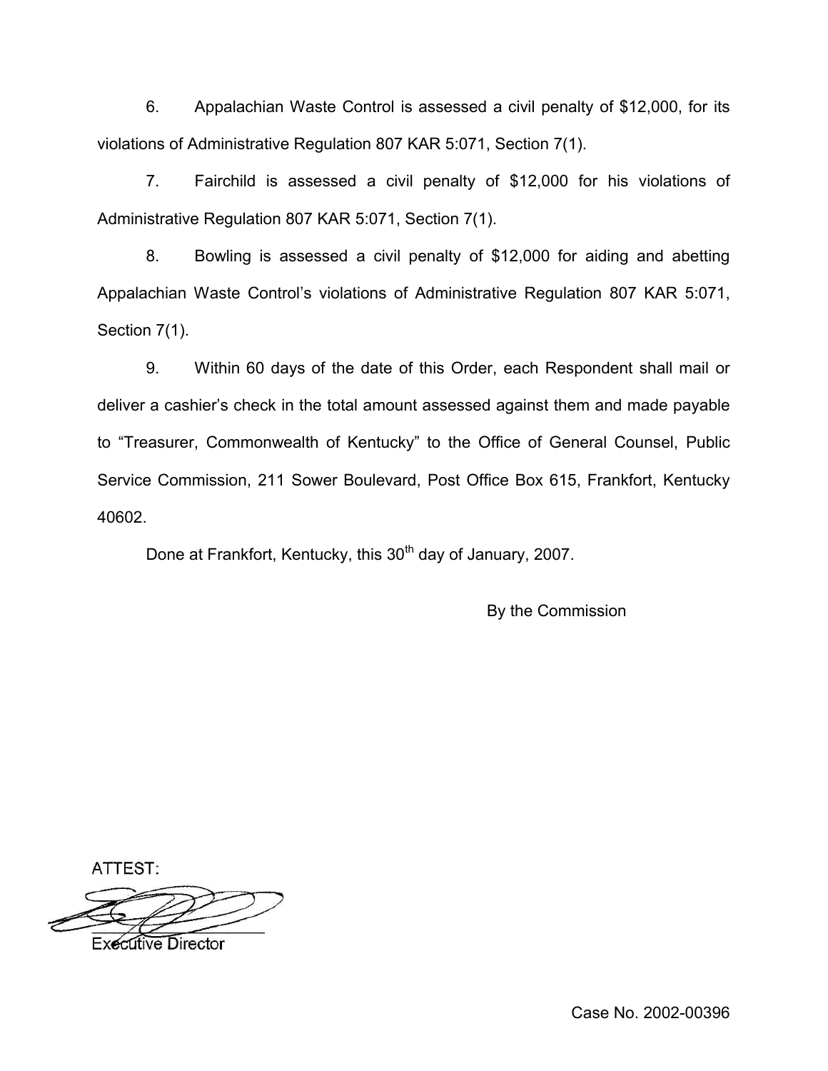6. Appalachian Waste Control is assessed a civil penalty of $12,000, for its violations of Administrative Regulation 807 KAR 5:071, Section 7(1).

7. Fairchild is assessed a civil penalty of $12,000 for his violations of Administrative Regulation 807 KAR 5:071, Section 7(1).

8. Bowling is assessed a civil penalty of $12,000 for aiding and abetting Appalachian Waste Control's violations of Administrative Regulation 807 KAR 5:071, Section 7(1).

9. Within 60 days of the date of this Order, each Respondent shall mail or deliver a cashier's check in the total amount assessed against them and made payable to "Treasurer, Commonwealth of Kentucky" to the Office of General Counsel, Public Service Commission, 211 Sower Boulevard, Post Office Box 615, Frankfort, Kentucky 40602.

Done at Frankfort, Kentucky, this 30th day of January, 2007.

By the Commission

ATTEST:

Executive Director

Case No. 2002-00396